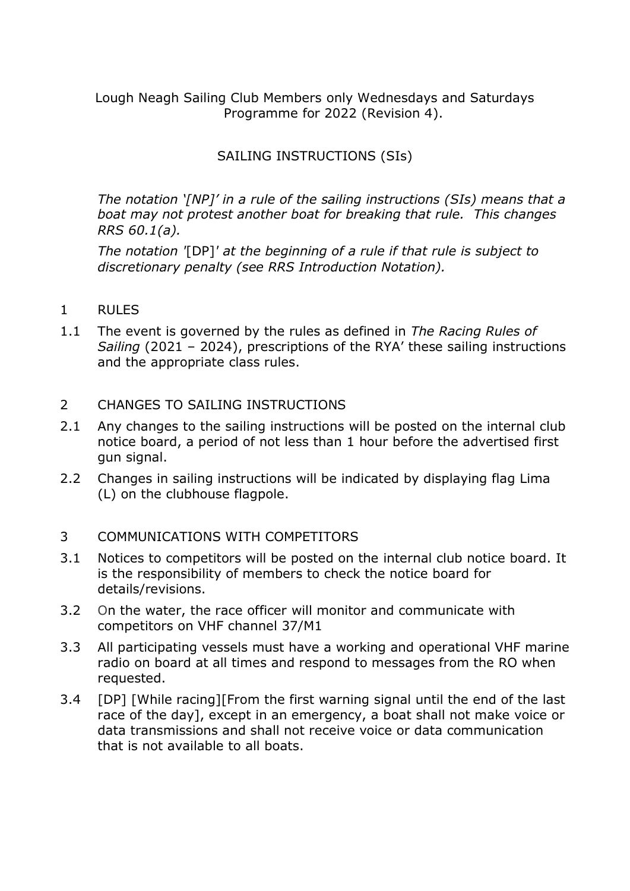Lough Neagh Sailing Club Members only Wednesdays and Saturdays Programme for 2022 (Revision 4).

# SAILING INSTRUCTIONS (SIs)

*The notation '[NP]' in a rule of the sailing instructions (SIs) means that a boat may not protest another boat for breaking that rule. This changes RRS 60.1(a).*

*The notation '*[DP]*' at the beginning of a rule if that rule is subject to discretionary penalty (see RRS Introduction Notation).*

## 1 RULES

1.1 The event is governed by the rules as defined in *The Racing Rules of Sailing* (2021 – 2024), prescriptions of the RYA' these sailing instructions and the appropriate class rules.

## 2 CHANGES TO SAILING INSTRUCTIONS

2.1 Any changes to the sailing instructions will be posted on the internal club notice board, a period of not less than 1 hour before the advertised first gun signal.

2.2 Changes in sailing instructions will be indicated by displaying flag Lima (L) on the clubhouse flagpole.

## 3 COMMUNICATIONS WITH COMPETITORS

3.1 Notices to competitors will be posted on the internal club notice board. It is the responsibility of members to check the notice board for details/revisions.

3.2 On the water, the race officer will monitor and communicate with competitors on VHF channel 37/M1

3.3 All participating vessels must have a working and operational VHF marine radio on board at all times and respond to messages from the RO when requested.

3.4 [DP] [While racing][From the first warning signal until the end of the last race of the day], except in an emergency, a boat shall not make voice or data transmissions and shall not receive voice or data communication that is not available to all boats.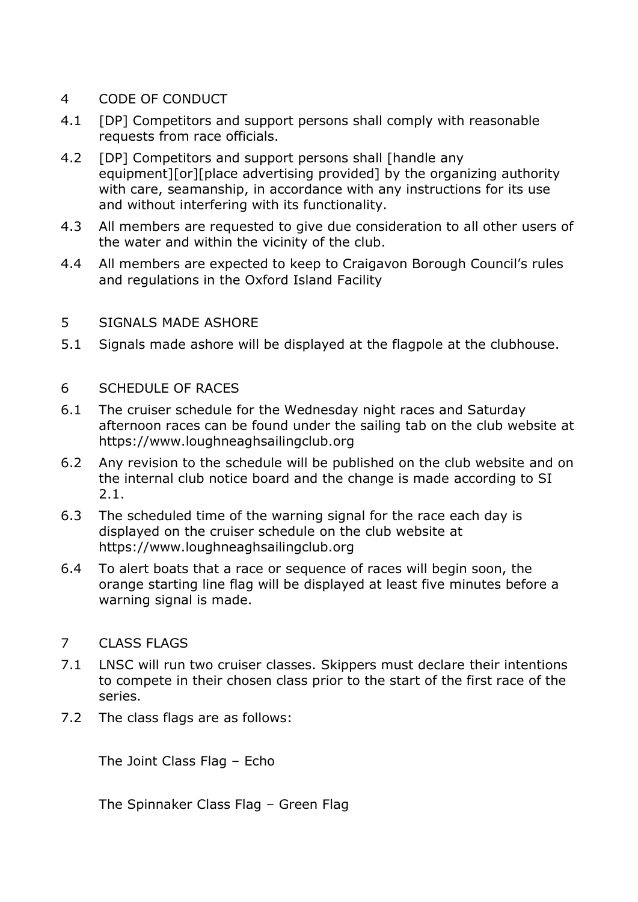## 4 CODE OF CONDUCT

4.1 [DP] Competitors and support persons shall comply with reasonable requests from race officials.

4.2 [DP] Competitors and support persons shall [handle any equipment][or][place advertising provided] by the organizing authority with care, seamanship, in accordance with any instructions for its use and without interfering with its functionality.

4.3 All members are requested to give due consideration to all other users of the water and within the vicinity of the club.

4.4 All members are expected to keep to Craigavon Borough Council's rules and regulations in the Oxford Island Facility

## 5 SIGNALS MADE ASHORE

5.1 Signals made ashore will be displayed at the flagpole at the clubhouse.

## 6 SCHEDULE OF RACES

6.1 The cruiser schedule for the Wednesday night races and Saturday afternoon races can be found under the sailing tab on the club website at https://www.loughneaghsailingclub.org

6.2 Any revision to the schedule will be published on the club website and on the internal club notice board and the change is made according to SI 2.1.

6.3 The scheduled time of the warning signal for the race each day is displayed on the cruiser schedule on the club website at https://www.loughneaghsailingclub.org

6.4 To alert boats that a race or sequence of races will begin soon, the orange starting line flag will be displayed at least five minutes before a warning signal is made.

## 7 CLASS FLAGS

7.1 LNSC will run two cruiser classes. Skippers must declare their intentions to compete in their chosen class prior to the start of the first race of the series.

7.2 The class flags are as follows:

The Joint Class Flag – Echo

The Spinnaker Class Flag – Green Flag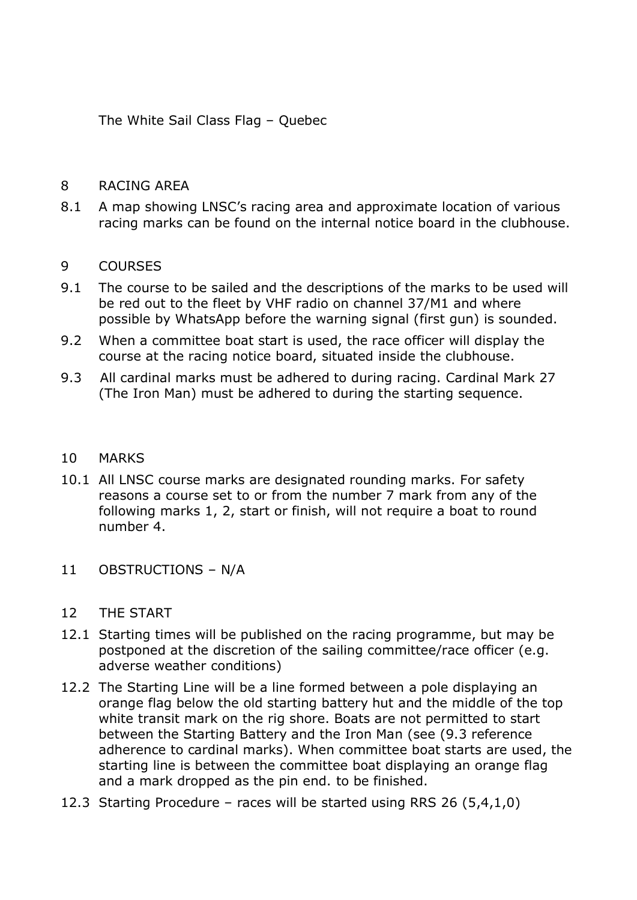The White Sail Class Flag – Quebec

## 8 RACING AREA

8.1 A map showing LNSC's racing area and approximate location of various racing marks can be found on the internal notice board in the clubhouse.

## 9 COURSES

9.1 The course to be sailed and the descriptions of the marks to be used will be red out to the fleet by VHF radio on channel 37/M1 and where possible by WhatsApp before the warning signal (first gun) is sounded.

9.2 When a committee boat start is used, the race officer will display the course at the racing notice board, situated inside the clubhouse.

9.3 All cardinal marks must be adhered to during racing. Cardinal Mark 27 (The Iron Man) must be adhered to during the starting sequence.

## 10 MARKS

10.1 All LNSC course marks are designated rounding marks. For safety reasons a course set to or from the number 7 mark from any of the following marks 1, 2, start or finish, will not require a boat to round number 4.

## 11 OBSTRUCTIONS – N/A

## 12 THE START

12.1 Starting times will be published on the racing programme, but may be postponed at the discretion of the sailing committee/race officer (e.g. adverse weather conditions)

12.2 The Starting Line will be a line formed between a pole displaying an orange flag below the old starting battery hut and the middle of the top white transit mark on the rig shore. Boats are not permitted to start between the Starting Battery and the Iron Man (see (9.3 reference adherence to cardinal marks). When committee boat starts are used, the starting line is between the committee boat displaying an orange flag and a mark dropped as the pin end. to be finished.

12.3 Starting Procedure – races will be started using RRS 26 (5,4,1,0)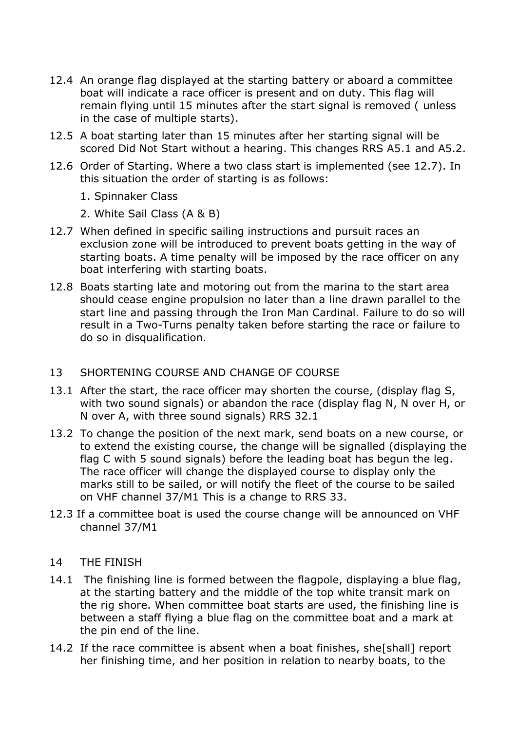12.4 An orange flag displayed at the starting battery or aboard a committee boat will indicate a race officer is present and on duty. This flag will remain flying until 15 minutes after the start signal is removed ( unless in the case of multiple starts).

12.5 A boat starting later than 15 minutes after her starting signal will be scored Did Not Start without a hearing. This changes RRS A5.1 and A5.2.

12.6 Order of Starting. Where a two class start is implemented (see 12.7). In this situation the order of starting is as follows:

1. Spinnaker Class
2. White Sail Class (A & B)

12.7 When defined in specific sailing instructions and pursuit races an exclusion zone will be introduced to prevent boats getting in the way of starting boats. A time penalty will be imposed by the race officer on any boat interfering with starting boats.

12.8 Boats starting late and motoring out from the marina to the start area should cease engine propulsion no later than a line drawn parallel to the start line and passing through the Iron Man Cardinal. Failure to do so will result in a Two-Turns penalty taken before starting the race or failure to do so in disqualification.

## 13 SHORTENING COURSE AND CHANGE OF COURSE

13.1 After the start, the race officer may shorten the course, (display flag S, with two sound signals) or abandon the race (display flag N, N over H, or N over A, with three sound signals) RRS 32.1

13.2 To change the position of the next mark, send boats on a new course, or to extend the existing course, the change will be signalled (displaying the flag C with 5 sound signals) before the leading boat has begun the leg. The race officer will change the displayed course to display only the marks still to be sailed, or will notify the fleet of the course to be sailed on VHF channel 37/M1 This is a change to RRS 33.

12.3 If a committee boat is used the course change will be announced on VHF channel 37/M1

## 14 THE FINISH

14.1 The finishing line is formed between the flagpole, displaying a blue flag, at the starting battery and the middle of the top white transit mark on the rig shore. When committee boat starts are used, the finishing line is between a staff flying a blue flag on the committee boat and a mark at the pin end of the line.

14.2 If the race committee is absent when a boat finishes, she[shall] report her finishing time, and her position in relation to nearby boats, to the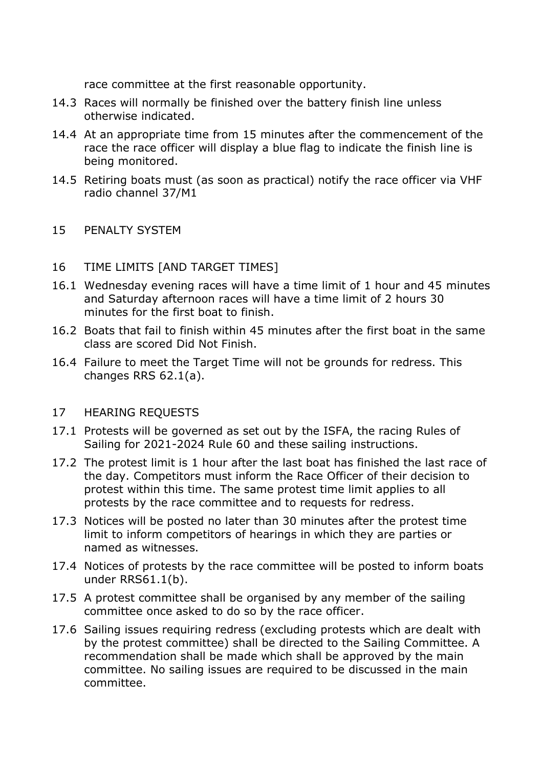race committee at the first reasonable opportunity.

14.3 Races will normally be finished over the battery finish line unless otherwise indicated.

14.4 At an appropriate time from 15 minutes after the commencement of the race the race officer will display a blue flag to indicate the finish line is being monitored.

14.5 Retiring boats must (as soon as practical) notify the race officer via VHF radio channel 37/M1

## 15 PENALTY SYSTEM

## 16 TIME LIMITS [AND TARGET TIMES]

16.1 Wednesday evening races will have a time limit of 1 hour and 45 minutes and Saturday afternoon races will have a time limit of 2 hours 30 minutes for the first boat to finish.

16.2 Boats that fail to finish within 45 minutes after the first boat in the same class are scored Did Not Finish.

16.4 Failure to meet the Target Time will not be grounds for redress. This changes RRS 62.1(a).

## 17 HEARING REQUESTS

17.1 Protests will be governed as set out by the ISFA, the racing Rules of Sailing for 2021-2024 Rule 60 and these sailing instructions.

17.2 The protest limit is 1 hour after the last boat has finished the last race of the day. Competitors must inform the Race Officer of their decision to protest within this time. The same protest time limit applies to all protests by the race committee and to requests for redress.

17.3 Notices will be posted no later than 30 minutes after the protest time limit to inform competitors of hearings in which they are parties or named as witnesses.

17.4 Notices of protests by the race committee will be posted to inform boats under RRS61.1(b).

17.5 A protest committee shall be organised by any member of the sailing committee once asked to do so by the race officer.

17.6 Sailing issues requiring redress (excluding protests which are dealt with by the protest committee) shall be directed to the Sailing Committee. A recommendation shall be made which shall be approved by the main committee. No sailing issues are required to be discussed in the main committee.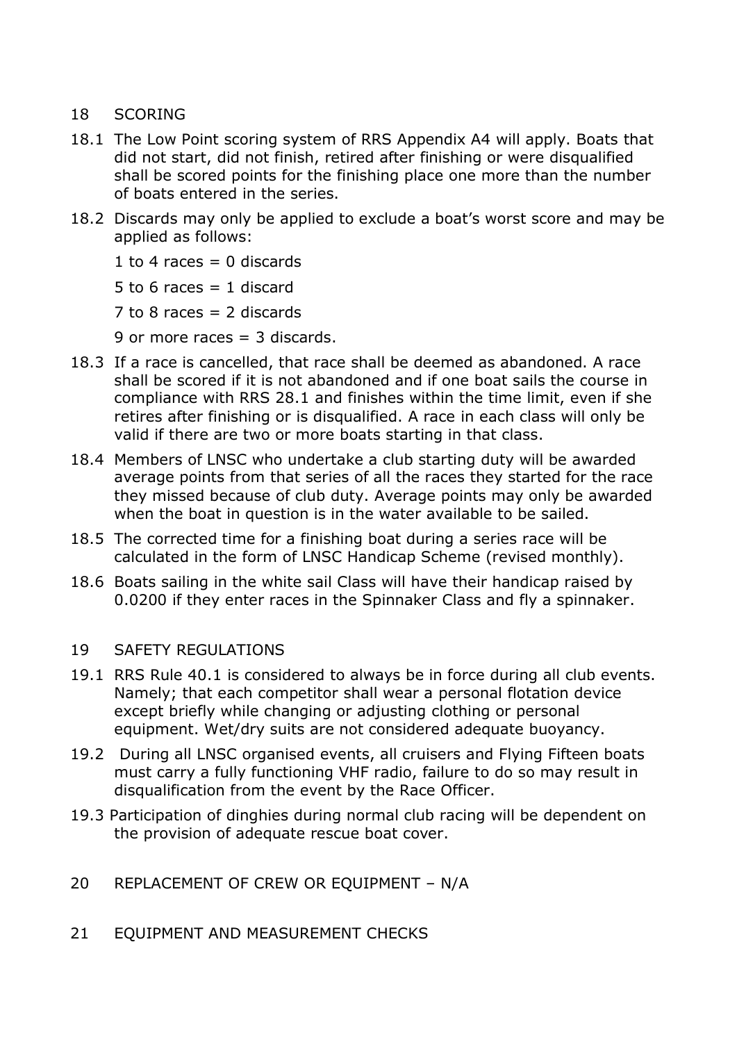## 18 SCORING

18.1 The Low Point scoring system of RRS Appendix A4 will apply. Boats that did not start, did not finish, retired after finishing or were disqualified shall be scored points for the finishing place one more than the number of boats entered in the series.

18.2 Discards may only be applied to exclude a boat's worst score and may be applied as follows:

1 to 4 races = 0 discards

5 to 6 races = 1 discard

7 to 8 races = 2 discards

9 or more races = 3 discards.

18.3 If a race is cancelled, that race shall be deemed as abandoned. A race shall be scored if it is not abandoned and if one boat sails the course in compliance with RRS 28.1 and finishes within the time limit, even if she retires after finishing or is disqualified. A race in each class will only be valid if there are two or more boats starting in that class.

18.4 Members of LNSC who undertake a club starting duty will be awarded average points from that series of all the races they started for the race they missed because of club duty. Average points may only be awarded when the boat in question is in the water available to be sailed.

18.5 The corrected time for a finishing boat during a series race will be calculated in the form of LNSC Handicap Scheme (revised monthly).

18.6 Boats sailing in the white sail Class will have their handicap raised by 0.0200 if they enter races in the Spinnaker Class and fly a spinnaker.

## 19 SAFETY REGULATIONS

19.1 RRS Rule 40.1 is considered to always be in force during all club events. Namely; that each competitor shall wear a personal flotation device except briefly while changing or adjusting clothing or personal equipment. Wet/dry suits are not considered adequate buoyancy.

19.2 During all LNSC organised events, all cruisers and Flying Fifteen boats must carry a fully functioning VHF radio, failure to do so may result in disqualification from the event by the Race Officer.

19.3 Participation of dinghies during normal club racing will be dependent on the provision of adequate rescue boat cover.

## 20 REPLACEMENT OF CREW OR EQUIPMENT – N/A

## 21 EQUIPMENT AND MEASUREMENT CHECKS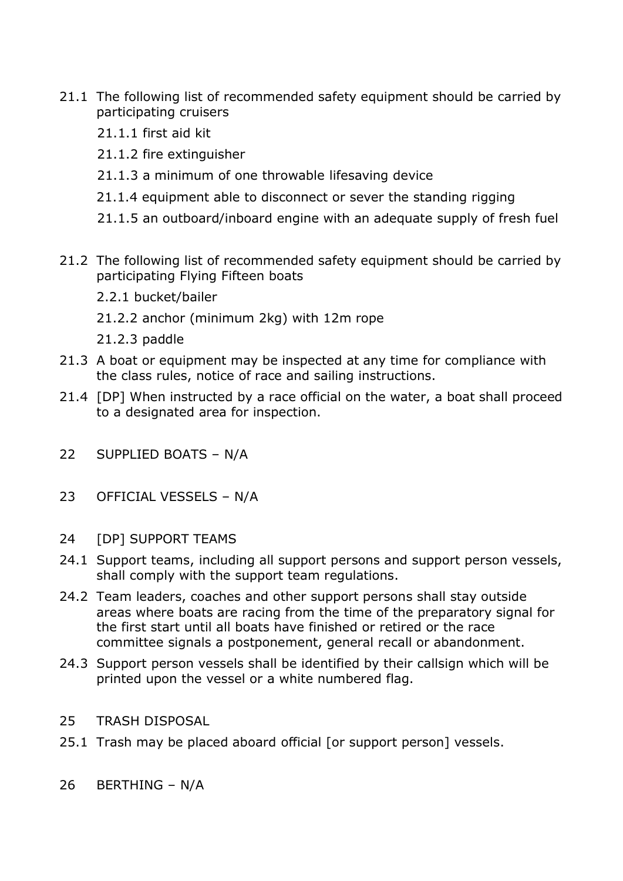21.1 The following list of recommended safety equipment should be carried by participating cruisers

    21.1.1 first aid kit

    21.1.2 fire extinguisher

    21.1.3 a minimum of one throwable lifesaving device

    21.1.4 equipment able to disconnect or sever the standing rigging

    21.1.5 an outboard/inboard engine with an adequate supply of fresh fuel

21.2 The following list of recommended safety equipment should be carried by participating Flying Fifteen boats

    2.2.1 bucket/bailer

    21.2.2 anchor (minimum 2kg) with 12m rope

    21.2.3 paddle

21.3 A boat or equipment may be inspected at any time for compliance with the class rules, notice of race and sailing instructions.

21.4 [DP] When instructed by a race official on the water, a boat shall proceed to a designated area for inspection.

## 22 SUPPLIED BOATS – N/A

## 23 OFFICIAL VESSELS – N/A

## 24 [DP] SUPPORT TEAMS

24.1 Support teams, including all support persons and support person vessels, shall comply with the support team regulations.

24.2 Team leaders, coaches and other support persons shall stay outside areas where boats are racing from the time of the preparatory signal for the first start until all boats have finished or retired or the race committee signals a postponement, general recall or abandonment.

24.3 Support person vessels shall be identified by their callsign which will be printed upon the vessel or a white numbered flag.

## 25 TRASH DISPOSAL

25.1 Trash may be placed aboard official [or support person] vessels.

## 26 BERTHING – N/A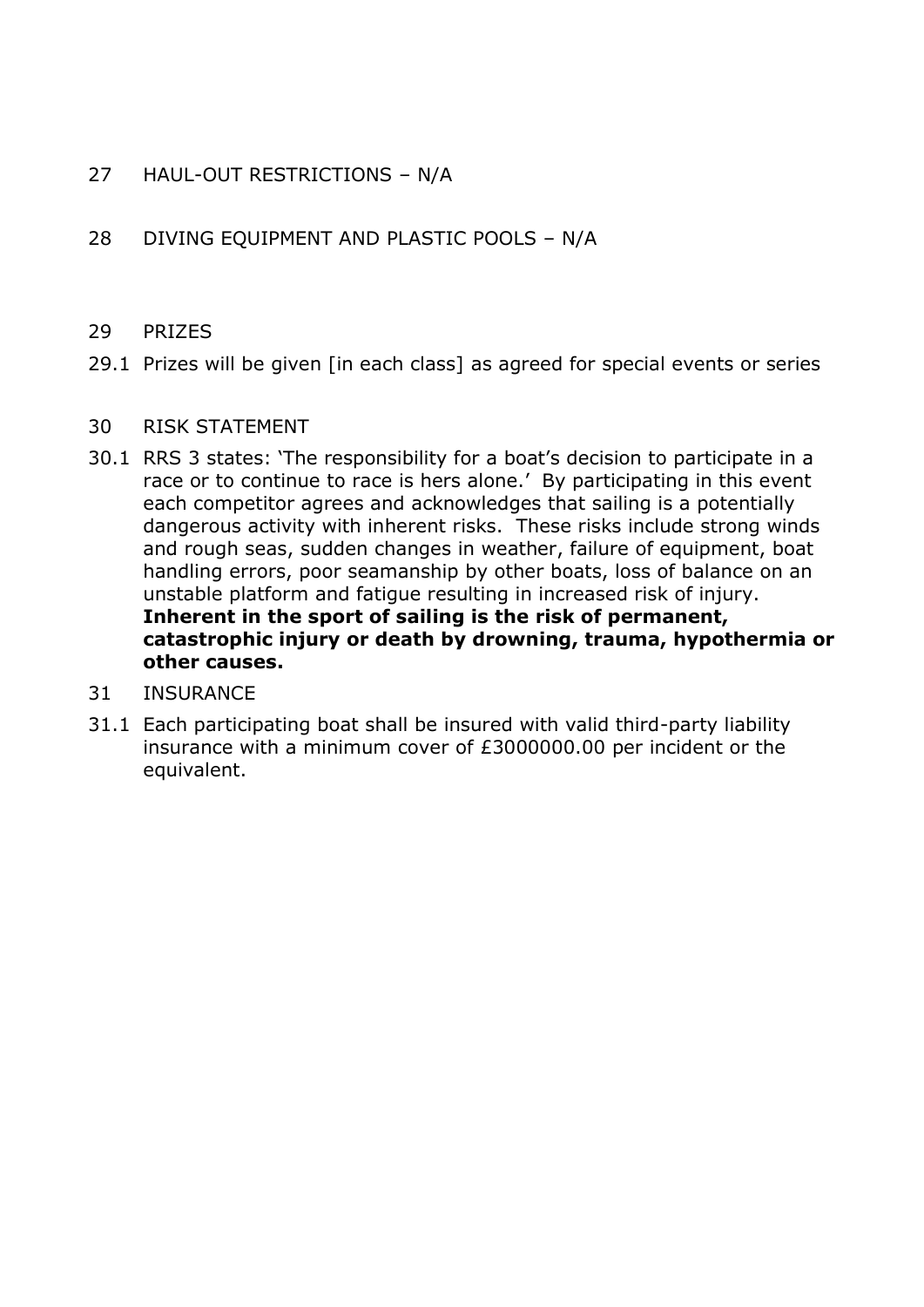## 27 HAUL-OUT RESTRICTIONS – N/A

## 28 DIVING EQUIPMENT AND PLASTIC POOLS – N/A

## 29 PRIZES

29.1 Prizes will be given [in each class] as agreed for special events or series

## 30 RISK STATEMENT

30.1 RRS 3 states: 'The responsibility for a boat's decision to participate in a race or to continue to race is hers alone.' By participating in this event each competitor agrees and acknowledges that sailing is a potentially dangerous activity with inherent risks. These risks include strong winds and rough seas, sudden changes in weather, failure of equipment, boat handling errors, poor seamanship by other boats, loss of balance on an unstable platform and fatigue resulting in increased risk of injury. **Inherent in the sport of sailing is the risk of permanent, catastrophic injury or death by drowning, trauma, hypothermia or other causes.**

## 31 INSURANCE

31.1 Each participating boat shall be insured with valid third-party liability insurance with a minimum cover of £3000000.00 per incident or the equivalent.